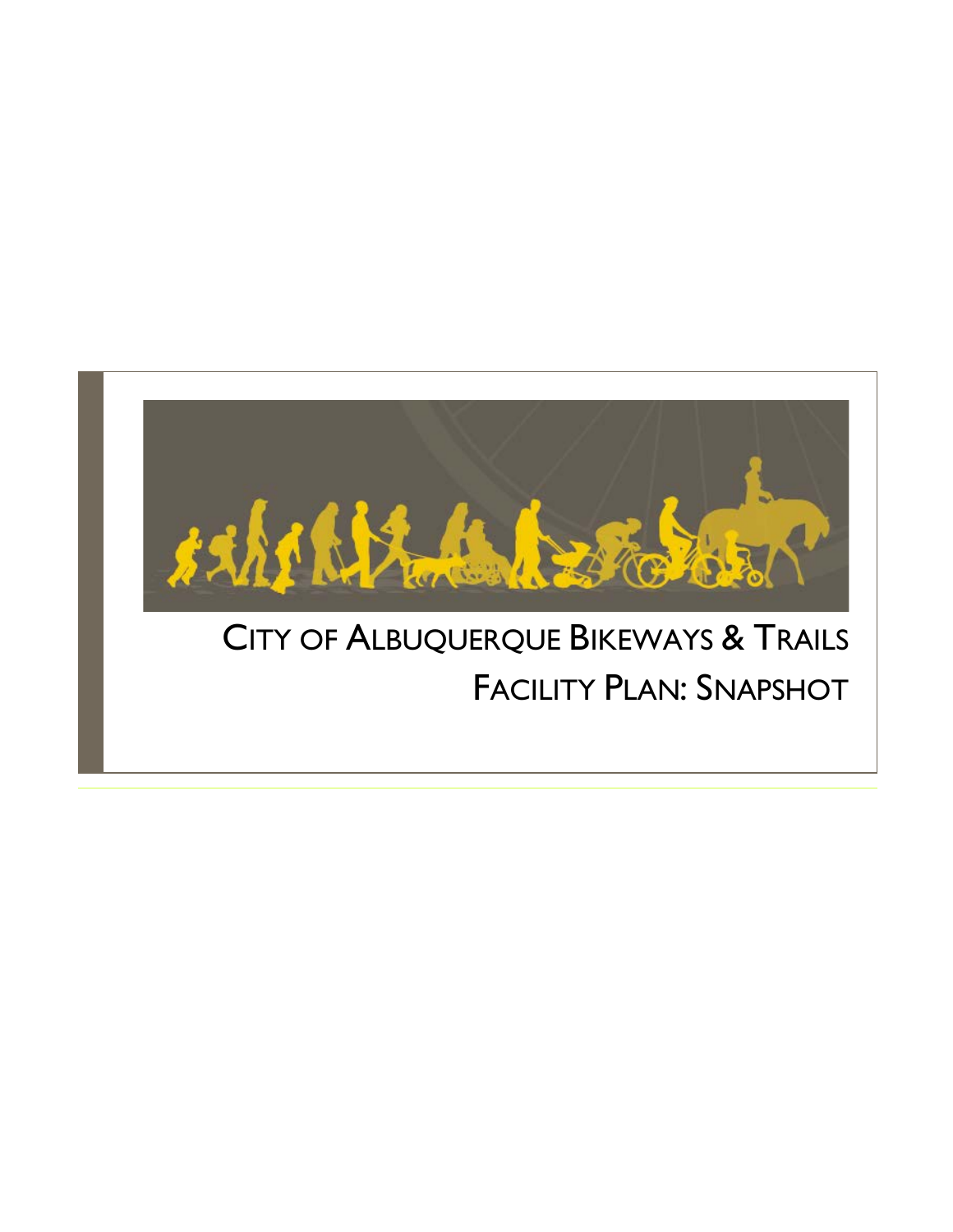# City of Albuquerque Bikeways & Trails Facility Plan: Snapshot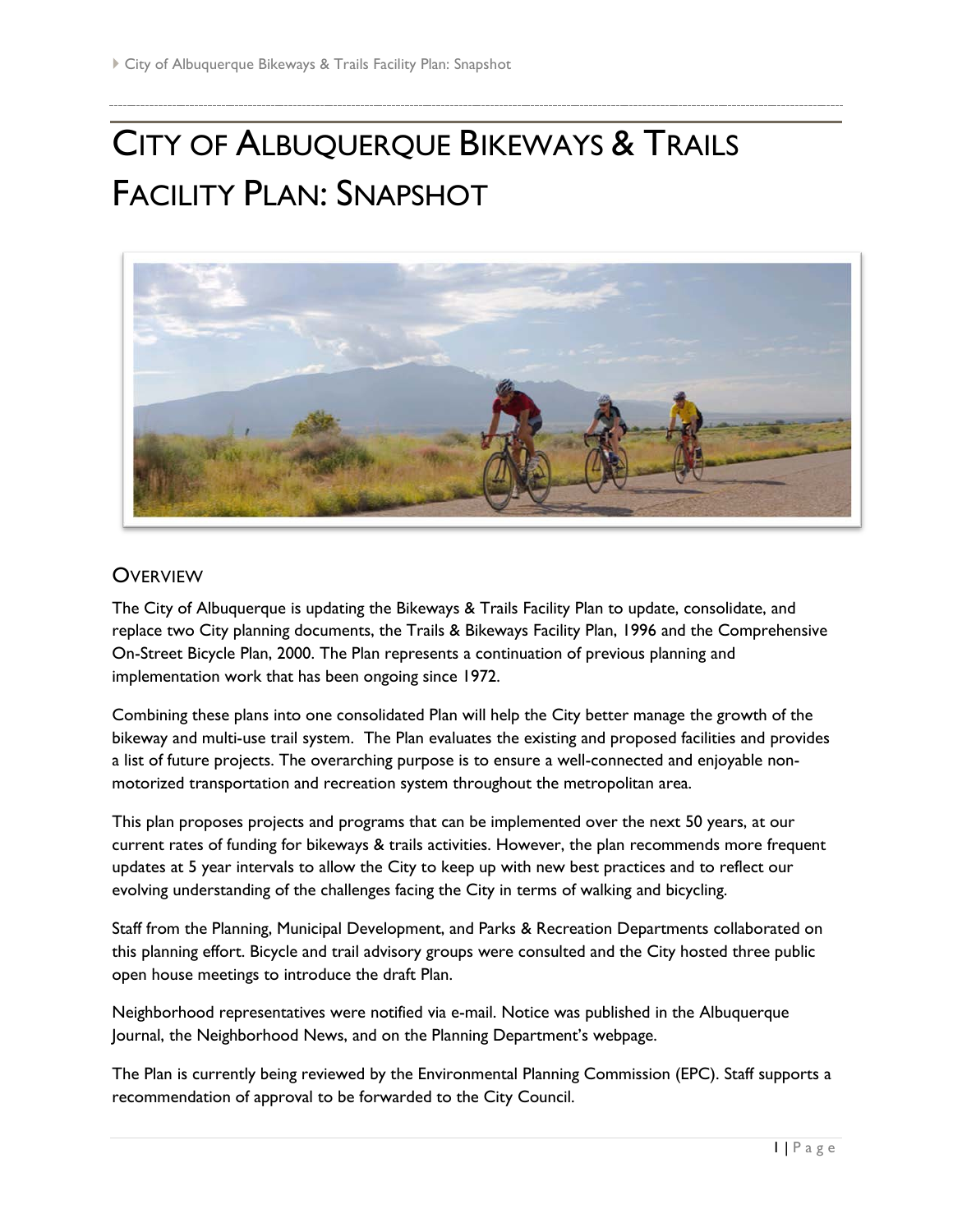# CITY OF ALBUQUERQUE BIKEWAYS & TRAILS FACILITY PLAN: SNAPSHOT

## OVERVIEW

The City of Albuquerque is updating the Bikeways & Trails Facility Plan to update, consolidate, and replace two City planning documents, the Trails & Bikeways Facility Plan, 1996 and the Comprehensive On-Street Bicycle Plan, 2000. The Plan represents a continuation of previous planning and implementation work that has been ongoing since 1972.

Combining these plans into one consolidated Plan will help the City better manage the growth of the bikeway and multi-use trail system. The Plan evaluates the existing and proposed facilities and provides a list of future projects. The overarching purpose is to ensure a well-connected and enjoyable non-motorized transportation and recreation system throughout the metropolitan area.

This plan proposes projects and programs that can be implemented over the next 50 years, at our current rates of funding for bikeways & trails activities. However, the plan recommends more frequent updates at 5 year intervals to allow the City to keep up with new best practices and to reflect our evolving understanding of the challenges facing the City in terms of walking and bicycling.

Staff from the Planning, Municipal Development, and Parks & Recreation Departments collaborated on this planning effort. Bicycle and trail advisory groups were consulted and the City hosted three public open house meetings to introduce the draft Plan.

Neighborhood representatives were notified via e-mail. Notice was published in the Albuquerque Journal, the Neighborhood News, and on the Planning Department's webpage.

The Plan is currently being reviewed by the Environmental Planning Commission (EPC). Staff supports a recommendation of approval to be forwarded to the City Council.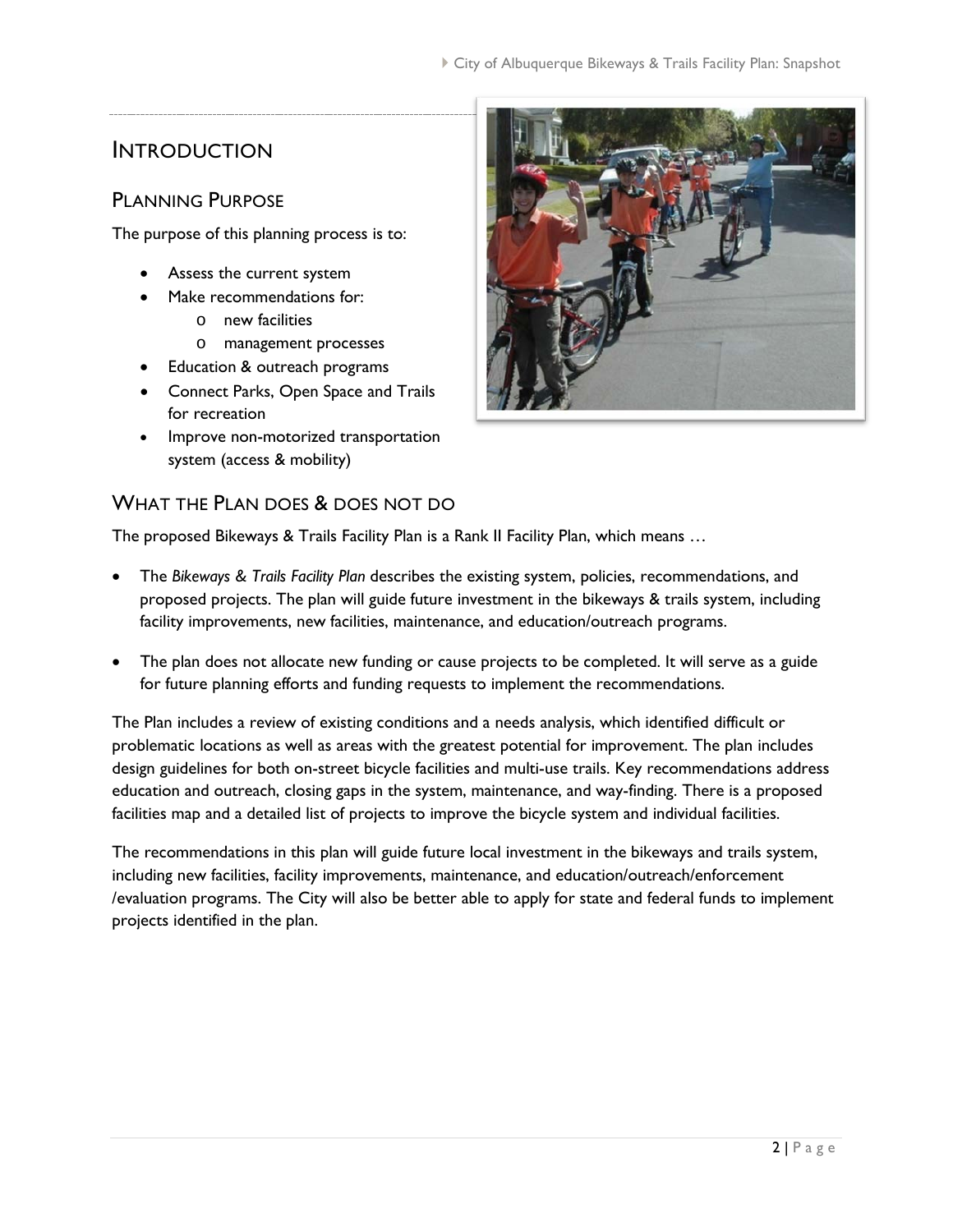# Introduction

## Planning Purpose

The purpose of this planning process is to:

- Assess the current system
- Make recommendations for:
  - new facilities
  - management processes
- Education & outreach programs
- Connect Parks, Open Space and Trails for recreation
- Improve non-motorized transportation system (access & mobility)

## What the Plan does & does not do

The proposed Bikeways & Trails Facility Plan is a Rank II Facility Plan, which means …

- The *Bikeways & Trails Facility Plan* describes the existing system, policies, recommendations, and proposed projects. The plan will guide future investment in the bikeways & trails system, including facility improvements, new facilities, maintenance, and education/outreach programs.

- The plan does not allocate new funding or cause projects to be completed. It will serve as a guide for future planning efforts and funding requests to implement the recommendations.

The Plan includes a review of existing conditions and a needs analysis, which identified difficult or problematic locations as well as areas with the greatest potential for improvement. The plan includes design guidelines for both on-street bicycle facilities and multi-use trails. Key recommendations address education and outreach, closing gaps in the system, maintenance, and way-finding. There is a proposed facilities map and a detailed list of projects to improve the bicycle system and individual facilities.

The recommendations in this plan will guide future local investment in the bikeways and trails system, including new facilities, facility improvements, maintenance, and education/outreach/enforcement /evaluation programs. The City will also be better able to apply for state and federal funds to implement projects identified in the plan.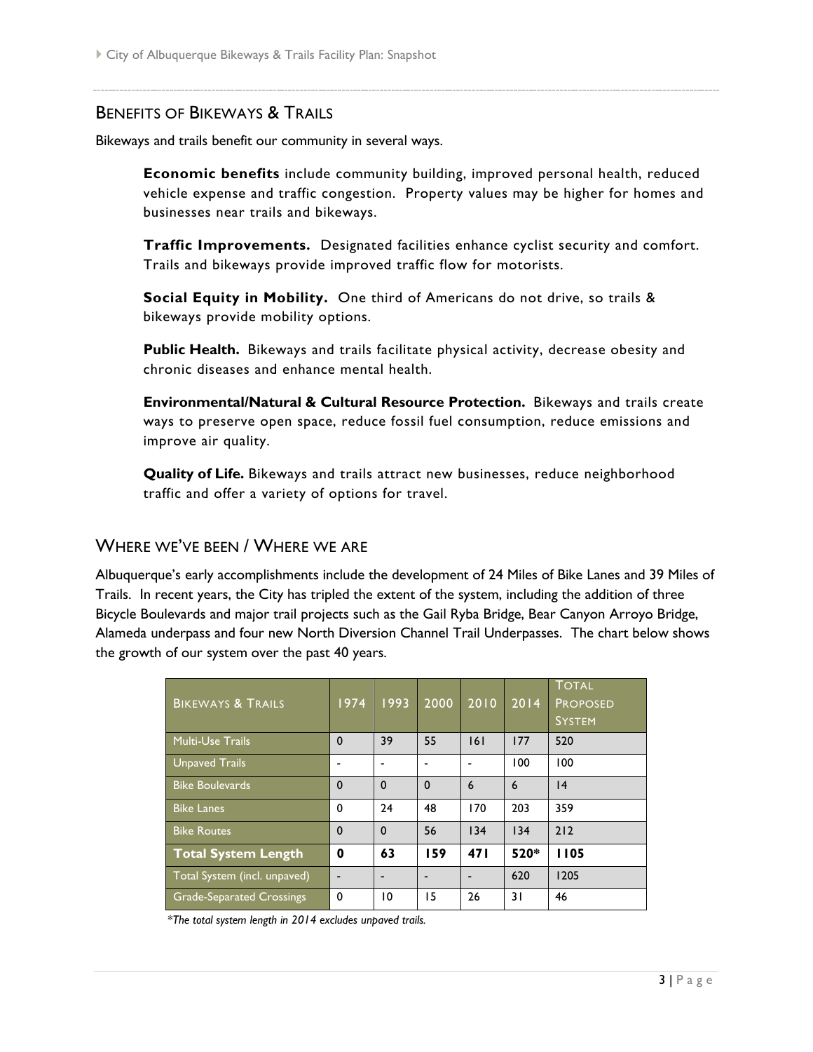## Benefits of Bikeways & Trails

Bikeways and trails benefit our community in several ways.

**Economic benefits** include community building, improved personal health, reduced vehicle expense and traffic congestion. Property values may be higher for homes and businesses near trails and bikeways.

**Traffic Improvements.** Designated facilities enhance cyclist security and comfort. Trails and bikeways provide improved traffic flow for motorists.

**Social Equity in Mobility.** One third of Americans do not drive, so trails & bikeways provide mobility options.

**Public Health.** Bikeways and trails facilitate physical activity, decrease obesity and chronic diseases and enhance mental health.

**Environmental/Natural & Cultural Resource Protection.** Bikeways and trails create ways to preserve open space, reduce fossil fuel consumption, reduce emissions and improve air quality.

**Quality of Life.** Bikeways and trails attract new businesses, reduce neighborhood traffic and offer a variety of options for travel.

## Where We've Been / Where We Are

Albuquerque's early accomplishments include the development of 24 Miles of Bike Lanes and 39 Miles of Trails. In recent years, the City has tripled the extent of the system, including the addition of three Bicycle Boulevards and major trail projects such as the Gail Ryba Bridge, Bear Canyon Arroyo Bridge, Alameda underpass and four new North Diversion Channel Trail Underpasses. The chart below shows the growth of our system over the past 40 years.

| Bikeways & Trails | 1974 | 1993 | 2000 | 2010 | 2014 | Total Proposed System |
|---|---|---|---|---|---|---|
| Multi-Use Trails | 0 | 39 | 55 | 161 | 177 | 520 |
| Unpaved Trails | - | - | - | - | 100 | 100 |
| Bike Boulevards | 0 | 0 | 0 | 6 | 6 | 14 |
| Bike Lanes | 0 | 24 | 48 | 170 | 203 | 359 |
| Bike Routes | 0 | 0 | 56 | 134 | 134 | 212 |
| **Total System Length** | **0** | **63** | **159** | **471** | **520*** | **1105** |
| Total System (incl. unpaved) | - | - | - | - | 620 | 1205 |
| Grade-Separated Crossings | 0 | 10 | 15 | 26 | 31 | 46 |

*\*The total system length in 2014 excludes unpaved trails.*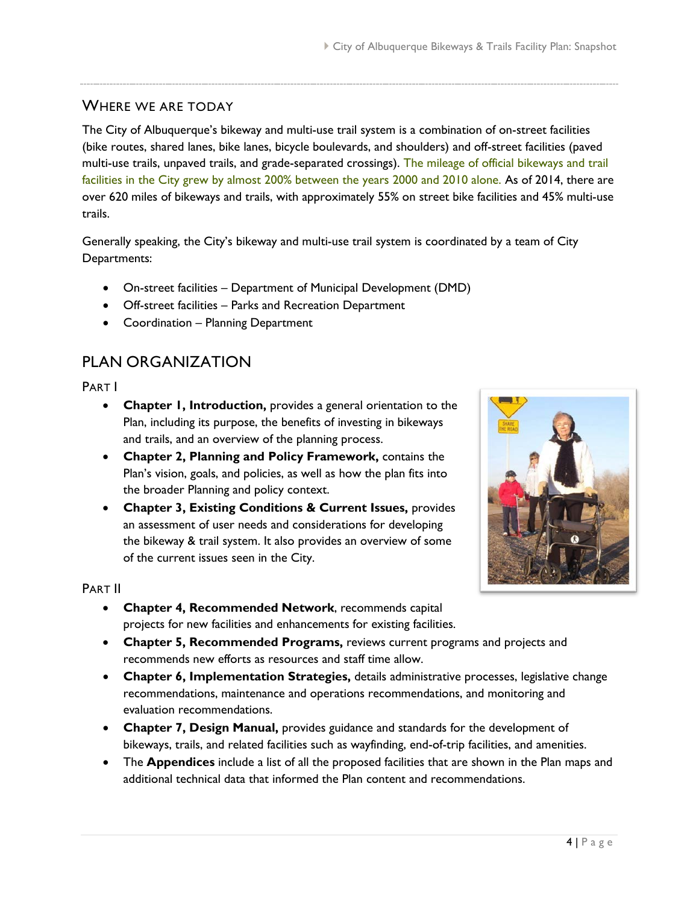## Where We Are Today

The City of Albuquerque's bikeway and multi-use trail system is a combination of on-street facilities (bike routes, shared lanes, bike lanes, bicycle boulevards, and shoulders) and off-street facilities (paved multi-use trails, unpaved trails, and grade-separated crossings). The mileage of official bikeways and trail facilities in the City grew by almost 200% between the years 2000 and 2010 alone. As of 2014, there are over 620 miles of bikeways and trails, with approximately 55% on street bike facilities and 45% multi-use trails.

Generally speaking, the City's bikeway and multi-use trail system is coordinated by a team of City Departments:

- On-street facilities – Department of Municipal Development (DMD)
- Off-street facilities – Parks and Recreation Department
- Coordination – Planning Department

## PLAN ORGANIZATION

### Part I

- **Chapter 1, Introduction,** provides a general orientation to the Plan, including its purpose, the benefits of investing in bikeways and trails, and an overview of the planning process.
- **Chapter 2, Planning and Policy Framework,** contains the Plan's vision, goals, and policies, as well as how the plan fits into the broader Planning and policy context.
- **Chapter 3, Existing Conditions & Current Issues,** provides an assessment of user needs and considerations for developing the bikeway & trail system. It also provides an overview of some of the current issues seen in the City.

### Part II

- **Chapter 4, Recommended Network**, recommends capital projects for new facilities and enhancements for existing facilities.
- **Chapter 5, Recommended Programs,** reviews current programs and projects and recommends new efforts as resources and staff time allow.
- **Chapter 6, Implementation Strategies,** details administrative processes, legislative change recommendations, maintenance and operations recommendations, and monitoring and evaluation recommendations.
- **Chapter 7, Design Manual,** provides guidance and standards for the development of bikeways, trails, and related facilities such as wayfinding, end-of-trip facilities, and amenities.
- The **Appendices** include a list of all the proposed facilities that are shown in the Plan maps and additional technical data that informed the Plan content and recommendations.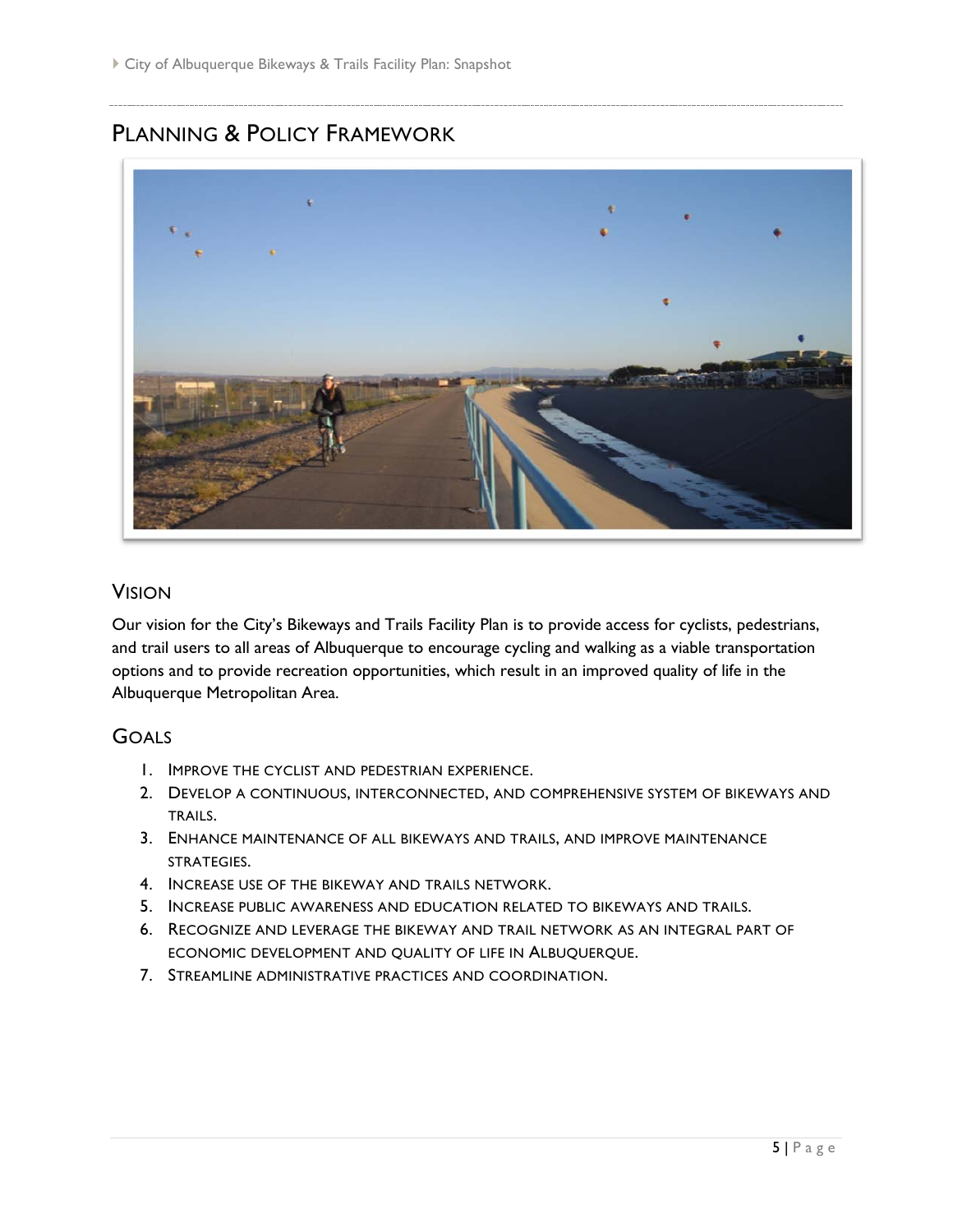# Planning & Policy Framework

## Vision

Our vision for the City's Bikeways and Trails Facility Plan is to provide access for cyclists, pedestrians, and trail users to all areas of Albuquerque to encourage cycling and walking as a viable transportation options and to provide recreation opportunities, which result in an improved quality of life in the Albuquerque Metropolitan Area.

## Goals

1. Improve the cyclist and pedestrian experience.
2. Develop a continuous, interconnected, and comprehensive system of bikeways and trails.
3. Enhance maintenance of all bikeways and trails, and improve maintenance strategies.
4. Increase use of the bikeway and trails network.
5. Increase public awareness and education related to bikeways and trails.
6. Recognize and leverage the bikeway and trail network as an integral part of economic development and quality of life in Albuquerque.
7. Streamline administrative practices and coordination.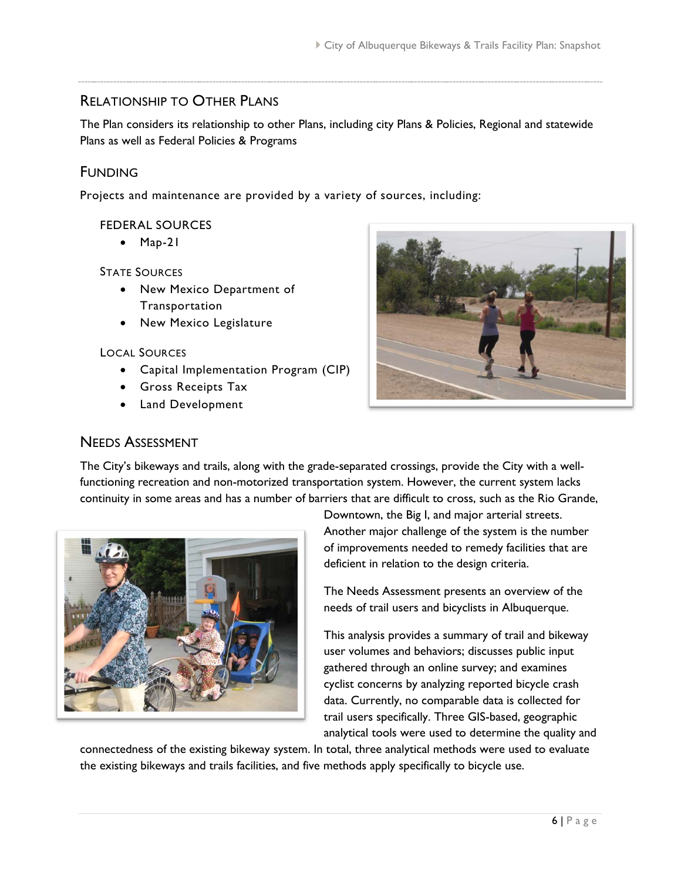## Relationship to Other Plans

The Plan considers its relationship to other Plans, including city Plans & Policies, Regional and statewide Plans as well as Federal Policies & Programs

## Funding

Projects and maintenance are provided by a variety of sources, including:

### Federal Sources

- Map-21

### State Sources

- New Mexico Department of Transportation
- New Mexico Legislature

### Local Sources

- Capital Implementation Program (CIP)
- Gross Receipts Tax
- Land Development

## Needs Assessment

The City's bikeways and trails, along with the grade-separated crossings, provide the City with a well-functioning recreation and non-motorized transportation system. However, the current system lacks continuity in some areas and has a number of barriers that are difficult to cross, such as the Rio Grande, Downtown, the Big I, and major arterial streets. Another major challenge of the system is the number of improvements needed to remedy facilities that are deficient in relation to the design criteria.

The Needs Assessment presents an overview of the needs of trail users and bicyclists in Albuquerque.

This analysis provides a summary of trail and bikeway user volumes and behaviors; discusses public input gathered through an online survey; and examines cyclist concerns by analyzing reported bicycle crash data. Currently, no comparable data is collected for trail users specifically. Three GIS-based, geographic analytical tools were used to determine the quality and connectedness of the existing bikeway system. In total, three analytical methods were used to evaluate the existing bikeways and trails facilities, and five methods apply specifically to bicycle use.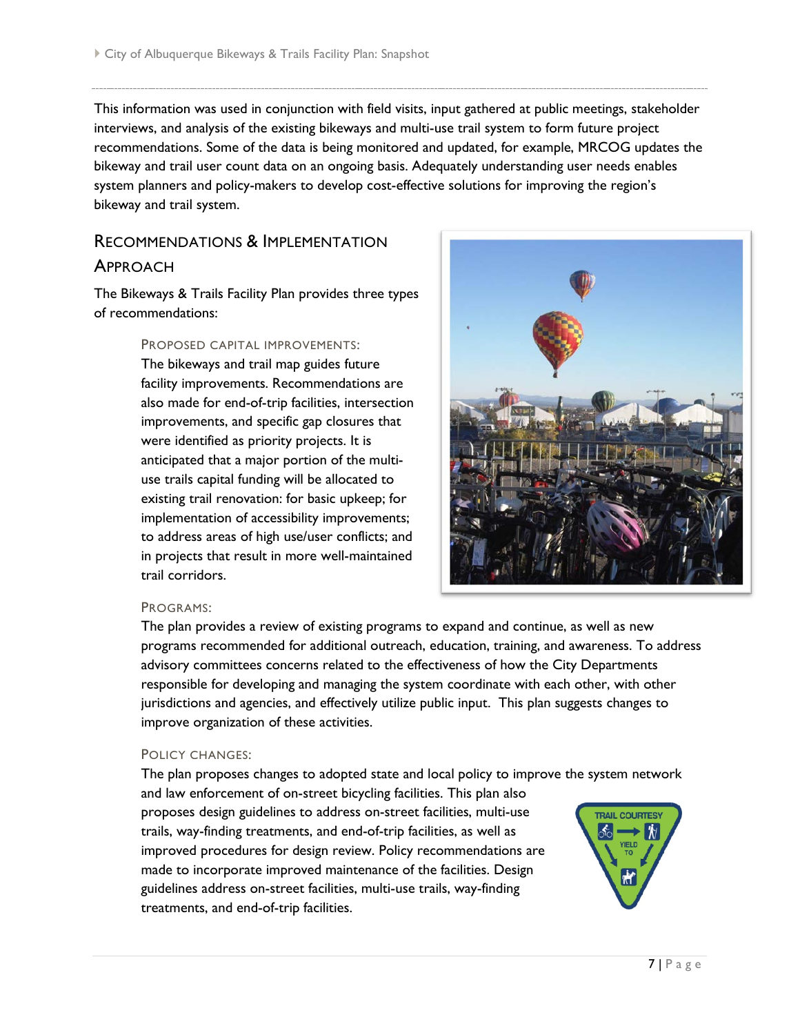This information was used in conjunction with field visits, input gathered at public meetings, stakeholder interviews, and analysis of the existing bikeways and multi-use trail system to form future project recommendations. Some of the data is being monitored and updated, for example, MRCOG updates the bikeway and trail user count data on an ongoing basis. Adequately understanding user needs enables system planners and policy-makers to develop cost-effective solutions for improving the region's bikeway and trail system.

## Recommendations & Implementation Approach

The Bikeways & Trails Facility Plan provides three types of recommendations:

### Proposed Capital Improvements:

The bikeways and trail map guides future facility improvements. Recommendations are also made for end-of-trip facilities, intersection improvements, and specific gap closures that were identified as priority projects. It is anticipated that a major portion of the multi-use trails capital funding will be allocated to existing trail renovation: for basic upkeep; for implementation of accessibility improvements; to address areas of high use/user conflicts; and in projects that result in more well-maintained trail corridors.

### Programs:

The plan provides a review of existing programs to expand and continue, as well as new programs recommended for additional outreach, education, training, and awareness. To address advisory committees concerns related to the effectiveness of how the City Departments responsible for developing and managing the system coordinate with each other, with other jurisdictions and agencies, and effectively utilize public input. This plan suggests changes to improve organization of these activities.

### Policy Changes:

The plan proposes changes to adopted state and local policy to improve the system network and law enforcement of on-street bicycling facilities. This plan also proposes design guidelines to address on-street facilities, multi-use trails, way-finding treatments, and end-of-trip facilities, as well as improved procedures for design review. Policy recommendations are made to incorporate improved maintenance of the facilities. Design guidelines address on-street facilities, multi-use trails, way-finding treatments, and end-of-trip facilities.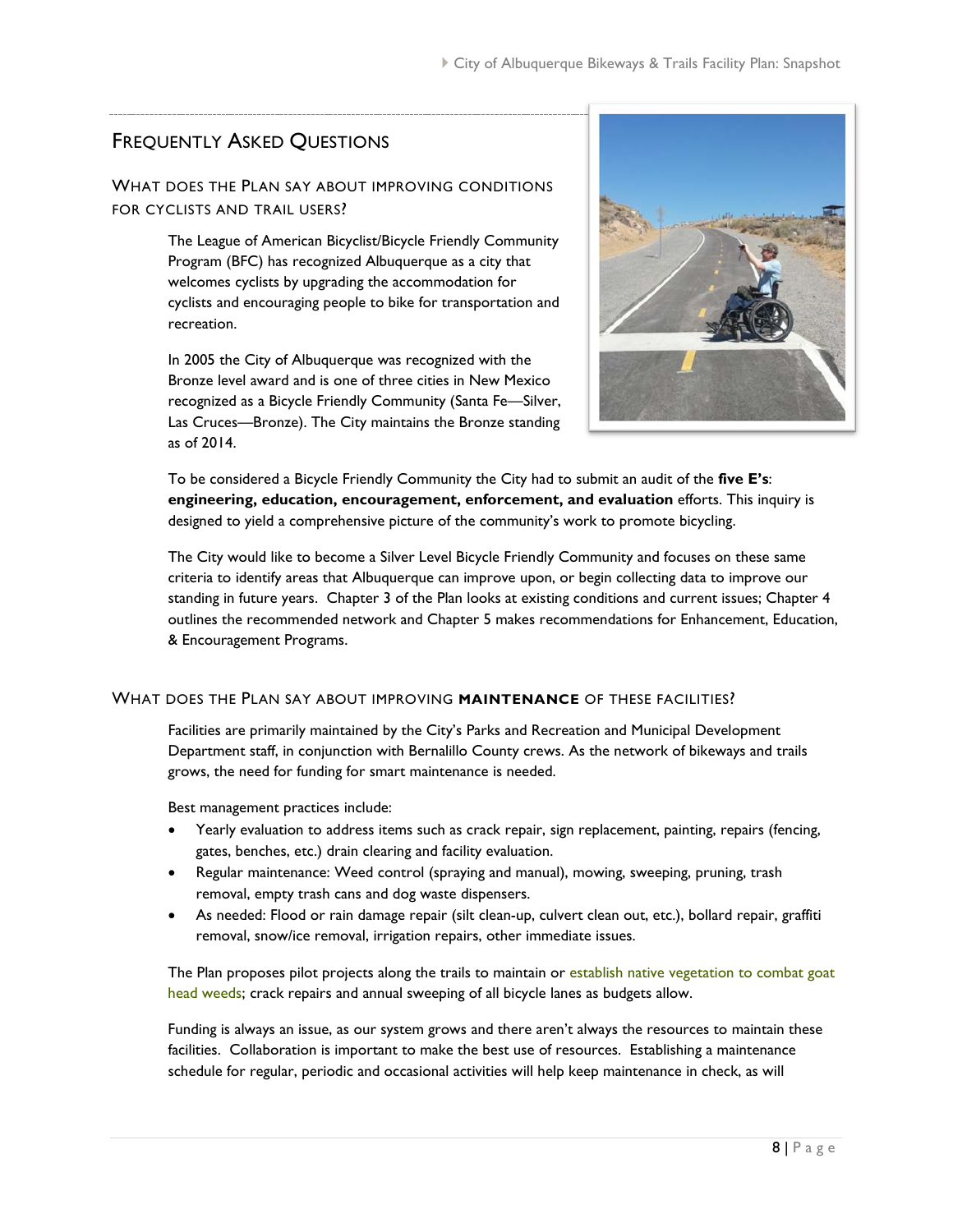## Frequently Asked Questions

### What does the Plan say about improving conditions for cyclists and trail users?

The League of American Bicyclist/Bicycle Friendly Community Program (BFC) has recognized Albuquerque as a city that welcomes cyclists by upgrading the accommodation for cyclists and encouraging people to bike for transportation and recreation.

In 2005 the City of Albuquerque was recognized with the Bronze level award and is one of three cities in New Mexico recognized as a Bicycle Friendly Community (Santa Fe—Silver, Las Cruces—Bronze). The City maintains the Bronze standing as of 2014.

To be considered a Bicycle Friendly Community the City had to submit an audit of the **five E's**: **engineering, education, encouragement, enforcement, and evaluation** efforts. This inquiry is designed to yield a comprehensive picture of the community's work to promote bicycling.

The City would like to become a Silver Level Bicycle Friendly Community and focuses on these same criteria to identify areas that Albuquerque can improve upon, or begin collecting data to improve our standing in future years. Chapter 3 of the Plan looks at existing conditions and current issues; Chapter 4 outlines the recommended network and Chapter 5 makes recommendations for Enhancement, Education, & Encouragement Programs.

### What does the Plan say about improving **maintenance** of these facilities?

Facilities are primarily maintained by the City's Parks and Recreation and Municipal Development Department staff, in conjunction with Bernalillo County crews. As the network of bikeways and trails grows, the need for funding for smart maintenance is needed.

Best management practices include:

- Yearly evaluation to address items such as crack repair, sign replacement, painting, repairs (fencing, gates, benches, etc.) drain clearing and facility evaluation.
- Regular maintenance: Weed control (spraying and manual), mowing, sweeping, pruning, trash removal, empty trash cans and dog waste dispensers.
- As needed: Flood or rain damage repair (silt clean-up, culvert clean out, etc.), bollard repair, graffiti removal, snow/ice removal, irrigation repairs, other immediate issues.

The Plan proposes pilot projects along the trails to maintain or establish native vegetation to combat goat head weeds; crack repairs and annual sweeping of all bicycle lanes as budgets allow.

Funding is always an issue, as our system grows and there aren't always the resources to maintain these facilities. Collaboration is important to make the best use of resources. Establishing a maintenance schedule for regular, periodic and occasional activities will help keep maintenance in check, as will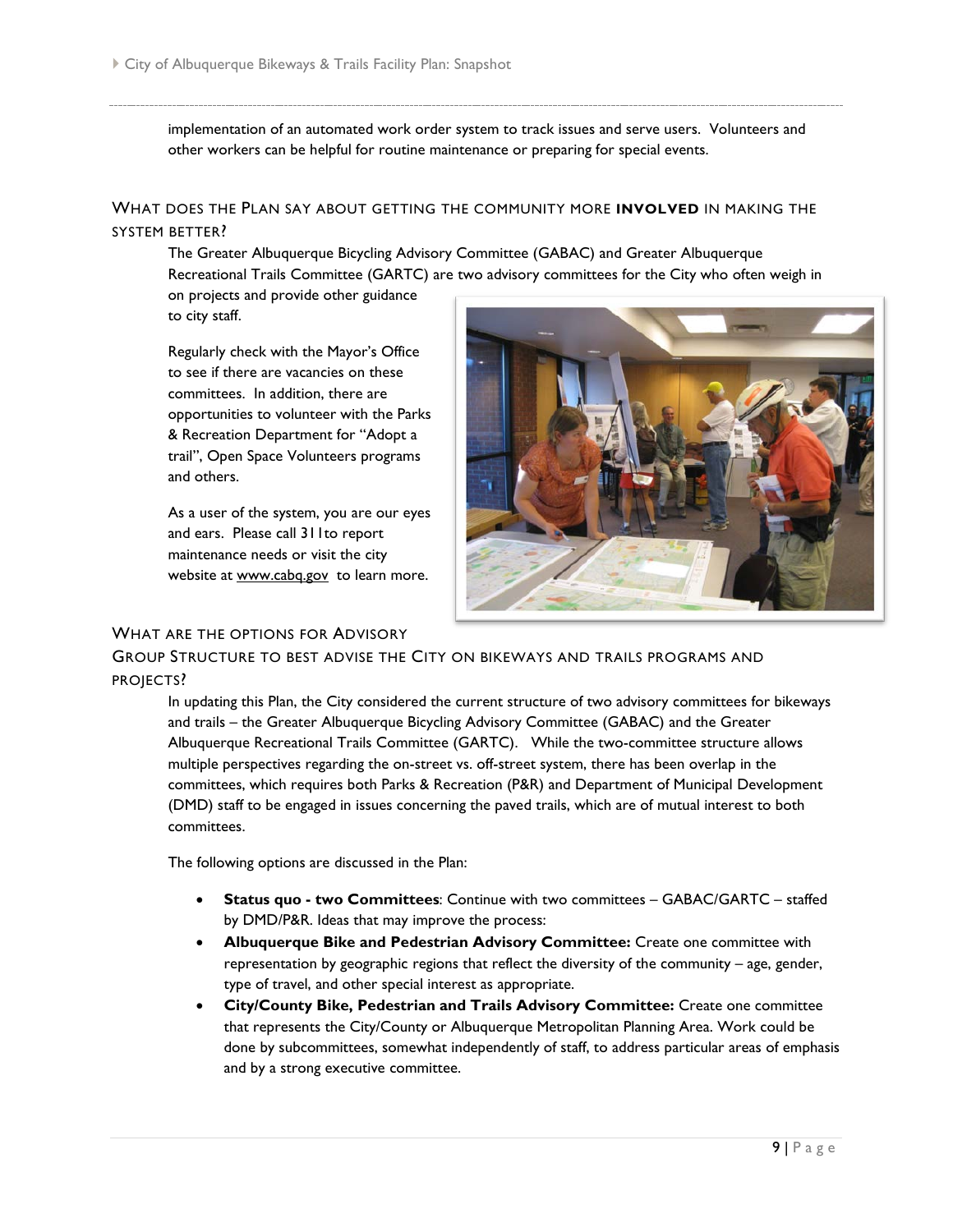implementation of an automated work order system to track issues and serve users. Volunteers and other workers can be helpful for routine maintenance or preparing for special events.

## What does the Plan say about getting the community more **involved** in making the system better?

The Greater Albuquerque Bicycling Advisory Committee (GABAC) and Greater Albuquerque Recreational Trails Committee (GARTC) are two advisory committees for the City who often weigh in on projects and provide other guidance to city staff.

Regularly check with the Mayor's Office to see if there are vacancies on these committees. In addition, there are opportunities to volunteer with the Parks & Recreation Department for "Adopt a trail", Open Space Volunteers programs and others.

As a user of the system, you are our eyes and ears. Please call 311to report maintenance needs or visit the city website at www.cabq.gov to learn more.

## What are the options for Advisory Group Structure to best advise the City on bikeways and trails programs and projects?

In updating this Plan, the City considered the current structure of two advisory committees for bikeways and trails – the Greater Albuquerque Bicycling Advisory Committee (GABAC) and the Greater Albuquerque Recreational Trails Committee (GARTC). While the two-committee structure allows multiple perspectives regarding the on-street vs. off-street system, there has been overlap in the committees, which requires both Parks & Recreation (P&R) and Department of Municipal Development (DMD) staff to be engaged in issues concerning the paved trails, which are of mutual interest to both committees.

The following options are discussed in the Plan:

- **Status quo - two Committees**: Continue with two committees – GABAC/GARTC – staffed by DMD/P&R. Ideas that may improve the process:
- **Albuquerque Bike and Pedestrian Advisory Committee:** Create one committee with representation by geographic regions that reflect the diversity of the community – age, gender, type of travel, and other special interest as appropriate.
- **City/County Bike, Pedestrian and Trails Advisory Committee:** Create one committee that represents the City/County or Albuquerque Metropolitan Planning Area. Work could be done by subcommittees, somewhat independently of staff, to address particular areas of emphasis and by a strong executive committee.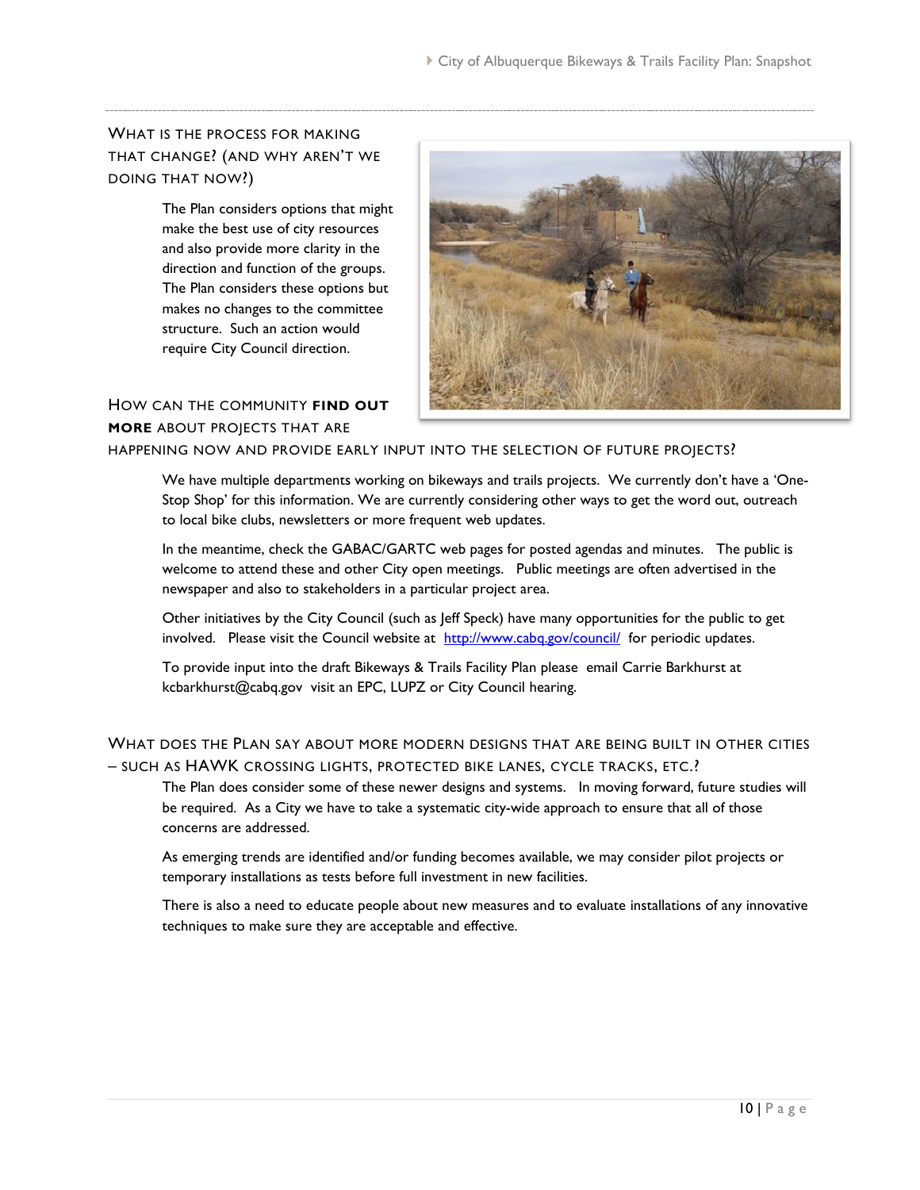## What is the process for making that change? (And why aren't we doing that now?)

The Plan considers options that might make the best use of city resources and also provide more clarity in the direction and function of the groups. The Plan considers these options but makes no changes to the committee structure. Such an action would require City Council direction.

## How can the community **find out more** about projects that are happening now and provide early input into the selection of future projects?

We have multiple departments working on bikeways and trails projects. We currently don't have a 'One-Stop Shop' for this information. We are currently considering other ways to get the word out, outreach to local bike clubs, newsletters or more frequent web updates.

In the meantime, check the GABAC/GARTC web pages for posted agendas and minutes. The public is welcome to attend these and other City open meetings. Public meetings are often advertised in the newspaper and also to stakeholders in a particular project area.

Other initiatives by the City Council (such as Jeff Speck) have many opportunities for the public to get involved. Please visit the Council website at [http://www.cabq.gov/council/](http://www.cabq.gov/council/) for periodic updates.

To provide input into the draft Bikeways & Trails Facility Plan please email Carrie Barkhurst at kcbarkhurst@cabq.gov visit an EPC, LUPZ or City Council hearing.

## What does the Plan say about more modern designs that are being built in other cities – such as HAWK crossing lights, protected bike lanes, cycle tracks, etc.?

The Plan does consider some of these newer designs and systems. In moving forward, future studies will be required. As a City we have to take a systematic city-wide approach to ensure that all of those concerns are addressed.

As emerging trends are identified and/or funding becomes available, we may consider pilot projects or temporary installations as tests before full investment in new facilities.

There is also a need to educate people about new measures and to evaluate installations of any innovative techniques to make sure they are acceptable and effective.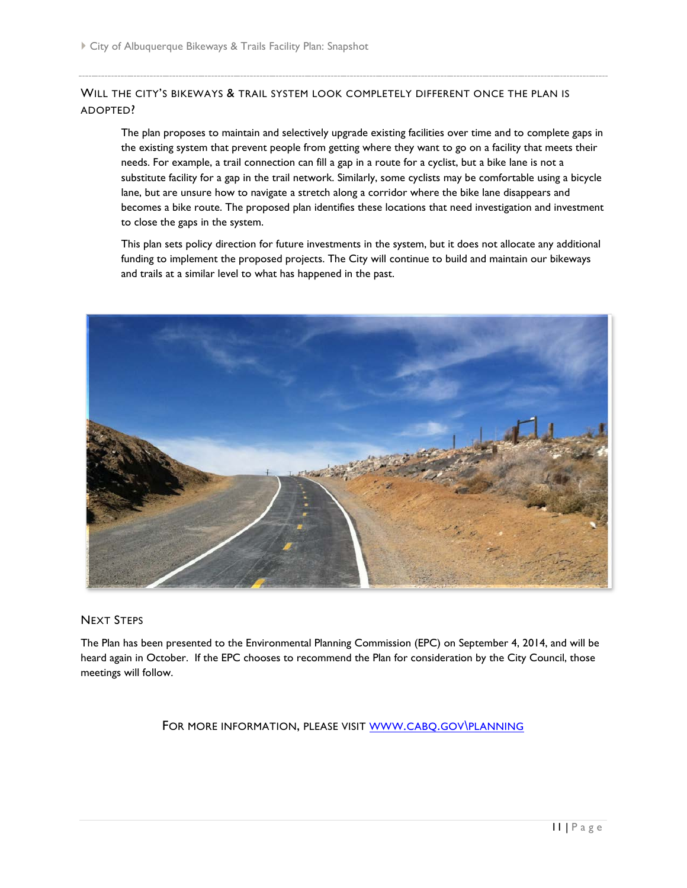## Will the City's Bikeways & Trail System Look Completely Different Once the Plan Is Adopted?

The plan proposes to maintain and selectively upgrade existing facilities over time and to complete gaps in the existing system that prevent people from getting where they want to go on a facility that meets their needs. For example, a trail connection can fill a gap in a route for a cyclist, but a bike lane is not a substitute facility for a gap in the trail network. Similarly, some cyclists may be comfortable using a bicycle lane, but are unsure how to navigate a stretch along a corridor where the bike lane disappears and becomes a bike route. The proposed plan identifies these locations that need investigation and investment to close the gaps in the system.

This plan sets policy direction for future investments in the system, but it does not allocate any additional funding to implement the proposed projects. The City will continue to build and maintain our bikeways and trails at a similar level to what has happened in the past.

## Next Steps

The Plan has been presented to the Environmental Planning Commission (EPC) on September 4, 2014, and will be heard again in October. If the EPC chooses to recommend the Plan for consideration by the City Council, those meetings will follow.

For more information, please visit [www.cabq.gov\planning](www.cabq.gov\planning)